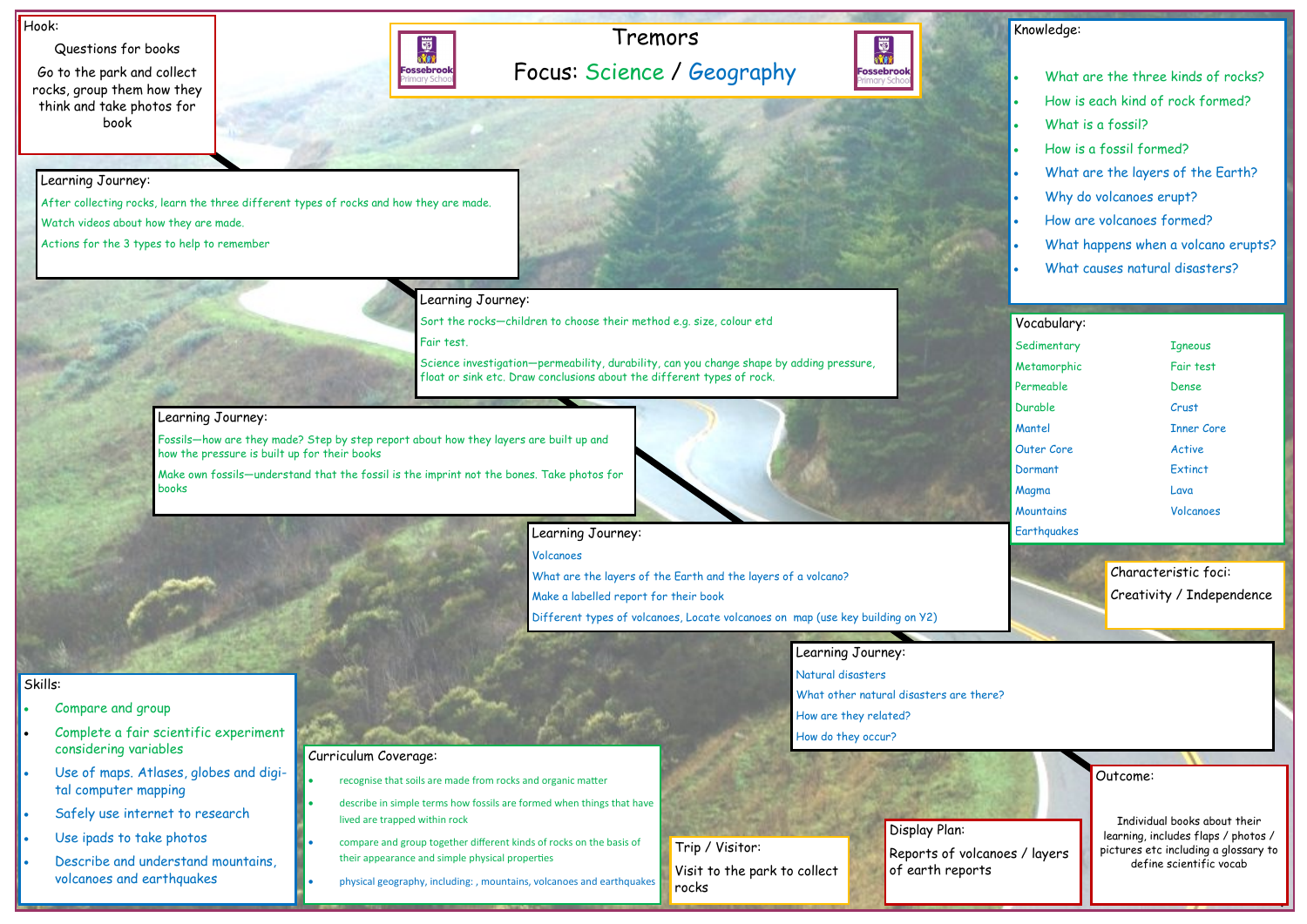# Tremors

## Focus: Science / Geography

### Hook:

Questions for books

Go to the park and collect rocks, group them how they think and take photos for book

### Learning Journey:

After collecting rocks, learn the three different types of rocks and how they are made.

Watch videos about how they are made.

Actions for the 3 types to help to remember

### Learning Journey:

Sort the rocks—children to choose their method e.g. size, colour etd

Fair test.

Science investigation—permeability, durability, can you change shape by adding pressure, float or sink etc. Draw conclusions about the different types of rock.

### Learning Journey:

Fossils—how are they made? Step by step report about how they layers are built up and how the pressure is built up for their books

Make own fossils—understand that the fossil is the imprint not the bones. Take photos for books

### Learning Journey:

Volcanoes

What are the layers of the Earth and the layers of a volcano?

Make a labelled report for their book

Different types of volcanoes, Locate volcanoes on map (use key building on Y2)

### Learning Journey:

Natural disasters

What other natural disasters are there?

How are they related?

How do they occur?

### Knowledge:

- What are the three kinds of rocks?
- How is each kind of rock formed?
- What is a fossil?
- How is a fossil formed?
- What are the layers of the Earth?
- Why do volcanoes erupt?
- How are volcanoes formed?
- What happens when a volcano erupts?
- What causes natural disasters?

### Vocabulary:

| | |
|---|---|
| Sedimentary | Igneous |
| Metamorphic | Fair test |
| Permeable | Dense |
| Durable | Crust |
| Mantel | Inner Core |
| Outer Core | Active |
| Dormant | Extinct |
| Magma | Lava |
| Mountains | Volcanoes |
| Earthquakes | |

### Characteristic foci:

Creativity / Independence

### Skills:

- Compare and group
- Complete a fair scientific experiment considering variables
- Use of maps. Atlases, globes and digital computer mapping
- Safely use internet to research
- Use ipads to take photos
- Describe and understand mountains, volcanoes and earthquakes

### Curriculum Coverage:

- recognise that soils are made from rocks and organic matter
- describe in simple terms how fossils are formed when things that have lived are trapped within rock
- compare and group together different kinds of rocks on the basis of their appearance and simple physical properties
- physical geography, including: , mountains, volcanoes and earthquakes

### Trip / Visitor:

Visit to the park to collect rocks

### Display Plan:

Reports of volcanoes / layers of earth reports

### Outcome:

Individual books about their learning, includes flaps / photos / pictures etc including a glossary to define scientific vocab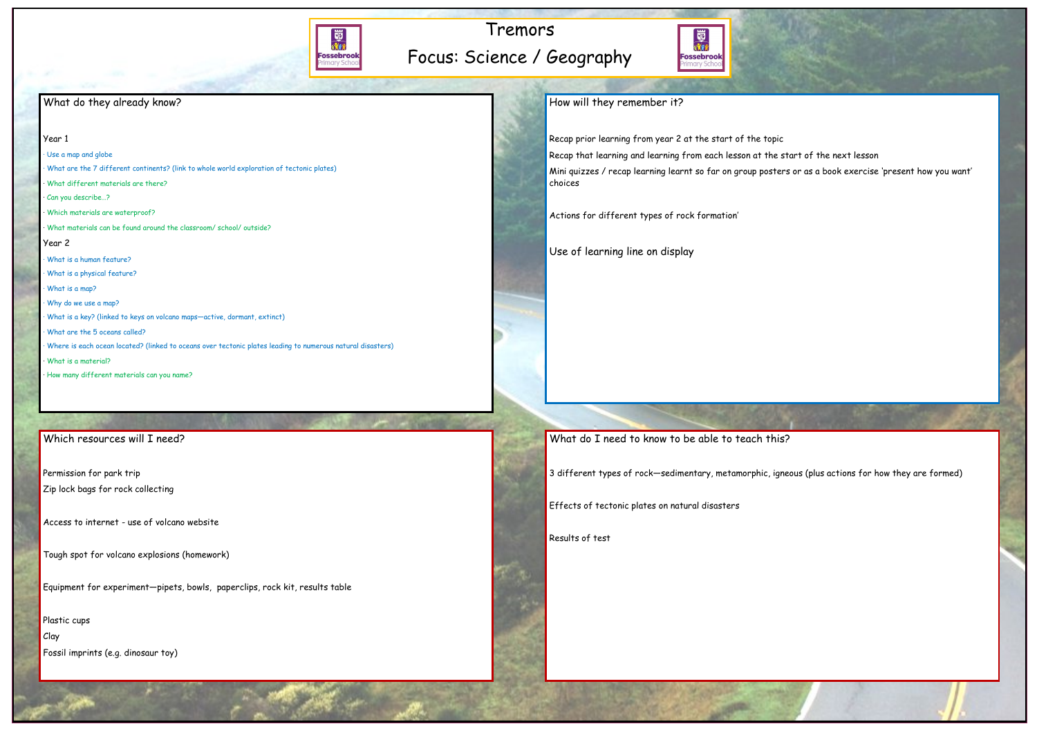# Tremors

## Focus: Science / Geography

### What do they already know?

Year 1

- Use a map and globe
- What are the 7 different continents? (link to whole world exploration of tectonic plates)
- What different materials are there?
- Can you describe…?
- Which materials are waterproof?
- What materials can be found around the classroom/ school/ outside?

Year 2

- What is a human feature?
- What is a physical feature?
- What is a map?
- Why do we use a map?
- What is a key? (linked to keys on volcano maps—active, dormant, extinct)
- What are the 5 oceans called?
- Where is each ocean located? (linked to oceans over tectonic plates leading to numerous natural disasters)
- What is a material?
- How many different materials can you name?

### How will they remember it?

Recap prior learning from year 2 at the start of the topic

Recap that learning and learning from each lesson at the start of the next lesson

Mini quizzes / recap learning learnt so far on group posters or as a book exercise 'present how you want' choices

Actions for different types of rock formation'

Use of learning line on display

### Which resources will I need?

Permission for park trip

Zip lock bags for rock collecting

Access to internet - use of volcano website

Tough spot for volcano explosions (homework)

Equipment for experiment—pipets, bowls, paperclips, rock kit, results table

Plastic cups

Clay

Fossil imprints (e.g. dinosaur toy)

### What do I need to know to be able to teach this?

3 different types of rock—sedimentary, metamorphic, igneous (plus actions for how they are formed)

Effects of tectonic plates on natural disasters

Results of test